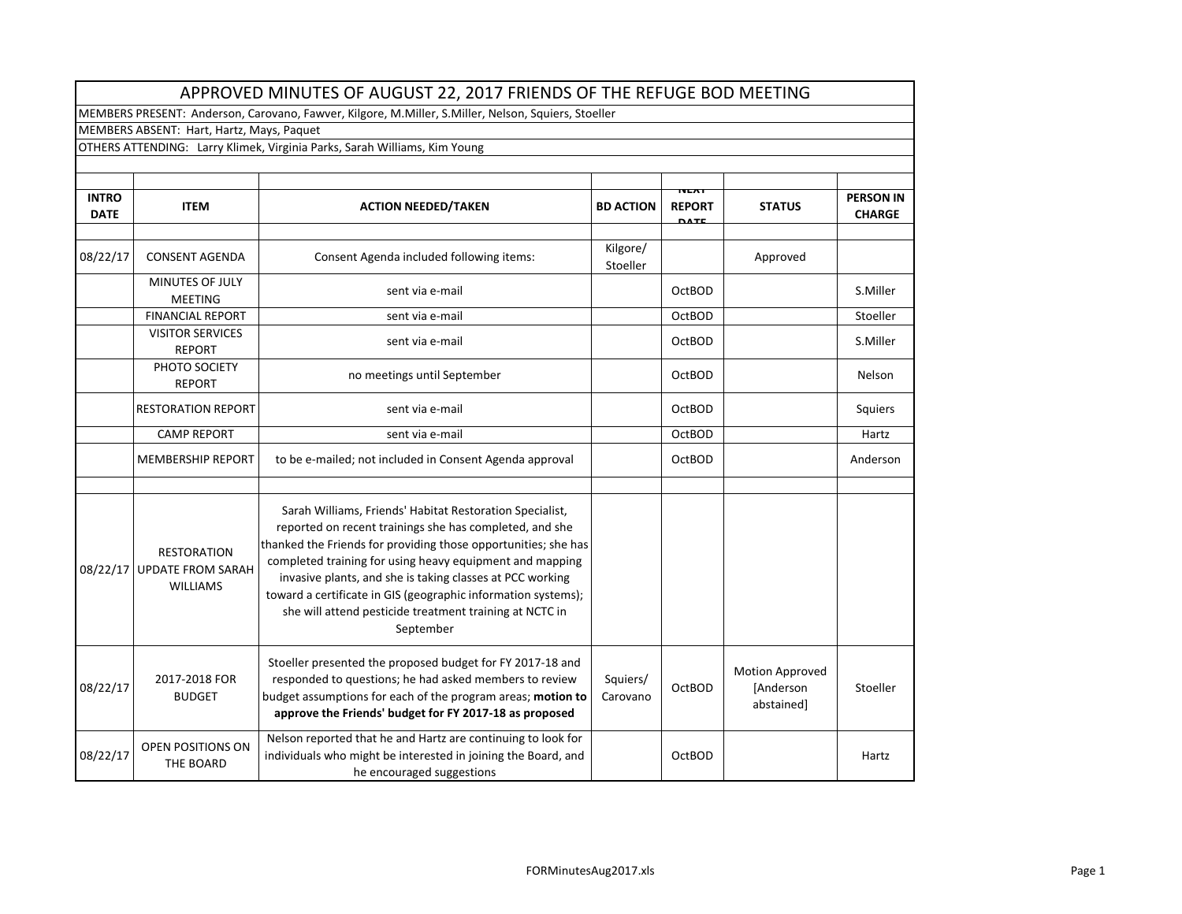# APPROVED MINUTES OF AUGUST 22, 2017 FRIENDS OF THE REFUGE BOD MEETING

MEMBERS PRESENT: Anderson, Carovano, Fawver, Kilgore, M.Miller, S.Miller, Nelson, Squiers, Stoeller

MEMBERS ABSENT: Hart, Hartz, Mays, Paquet

OTHERS ATTENDING: Larry Klimek, Virginia Parks, Sarah Williams, Kim Young

| INTRO DATE | ITEM | ACTION NEEDED/TAKEN | BD ACTION | NEXT REPORT DATE | STATUS | PERSON IN CHARGE |
|---|---|---|---|---|---|---|
| 08/22/17 | CONSENT AGENDA | Consent Agenda included following items: | Kilgore/ Stoeller | | Approved | |
| | MINUTES OF JULY MEETING | sent via e-mail | | OctBOD | | S.Miller |
| | FINANCIAL REPORT | sent via e-mail | | OctBOD | | Stoeller |
| | VISITOR SERVICES REPORT | sent via e-mail | | OctBOD | | S.Miller |
| | PHOTO SOCIETY REPORT | no meetings until September | | OctBOD | | Nelson |
| | RESTORATION REPORT | sent via e-mail | | OctBOD | | Squiers |
| | CAMP REPORT | sent via e-mail | | OctBOD | | Hartz |
| | MEMBERSHIP REPORT | to be e-mailed; not included in Consent Agenda approval | | OctBOD | | Anderson |
| | | | | | | |
| 08/22/17 | RESTORATION UPDATE FROM SARAH WILLIAMS | Sarah Williams, Friends' Habitat Restoration Specialist, reported on recent trainings she has completed, and she thanked the Friends for providing those opportunities; she has completed training for using heavy equipment and mapping invasive plants, and she is taking classes at PCC working toward a certificate in GIS (geographic information systems); she will attend pesticide treatment training at NCTC in September | | | | |
| 08/22/17 | 2017-2018 FOR BUDGET | Stoeller presented the proposed budget for FY 2017-18 and responded to questions; he had asked members to review budget assumptions for each of the program areas; **motion to approve the Friends' budget for FY 2017-18 as proposed** | Squiers/ Carovano | OctBOD | Motion Approved [Anderson abstained] | Stoeller |
| 08/22/17 | OPEN POSITIONS ON THE BOARD | Nelson reported that he and Hartz are continuing to look for individuals who might be interested in joining the Board, and he encouraged suggestions | | OctBOD | | Hartz |

FORMinutesAug2017.xls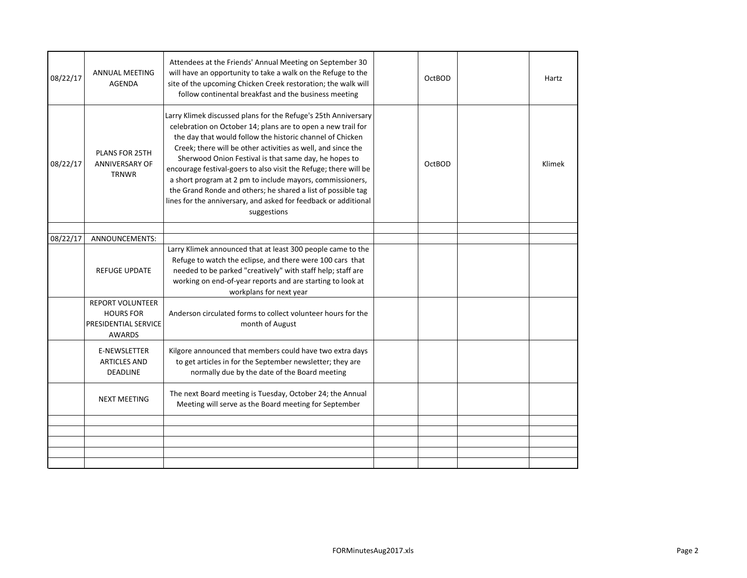| | | | | | | |
|---|---|---|---|---|---|---|
| 08/22/17 | ANNUAL MEETING AGENDA | Attendees at the Friends' Annual Meeting on September 30 will have an opportunity to take a walk on the Refuge to the site of the upcoming Chicken Creek restoration; the walk will follow continental breakfast and the business meeting | | OctBOD | | Hartz |
| 08/22/17 | PLANS FOR 25TH ANNIVERSARY OF TRNWR | Larry Klimek discussed plans for the Refuge's 25th Anniversary celebration on October 14; plans are to open a new trail for the day that would follow the historic channel of Chicken Creek; there will be other activities as well, and since the Sherwood Onion Festival is that same day, he hopes to encourage festival-goers to also visit the Refuge; there will be a short program at 2 pm to include mayors, commissioners, the Grand Ronde and others; he shared a list of possible tag lines for the anniversary, and asked for feedback or additional suggestions | | OctBOD | | Klimek |
| | | | | | | |
| 08/22/17 | ANNOUNCEMENTS: | | | | | |
| | REFUGE UPDATE | Larry Klimek announced that at least 300 people came to the Refuge to watch the eclipse, and there were 100 cars that needed to be parked "creatively" with staff help; staff are working on end-of-year reports and are starting to look at workplans for next year | | | | |
| | REPORT VOLUNTEER HOURS FOR PRESIDENTIAL SERVICE AWARDS | Anderson circulated forms to collect volunteer hours for the month of August | | | | |
| | E-NEWSLETTER ARTICLES AND DEADLINE | Kilgore announced that members could have two extra days to get articles in for the September newsletter; they are normally due by the date of the Board meeting | | | | |
| | NEXT MEETING | The next Board meeting is Tuesday, October 24; the Annual Meeting will serve as the Board meeting for September | | | | |
| | | | | | | |
| | | | | | | |
| | | | | | | |
| | | | | | | |
| | | | | | | |

FORMinutesAug2017.xls